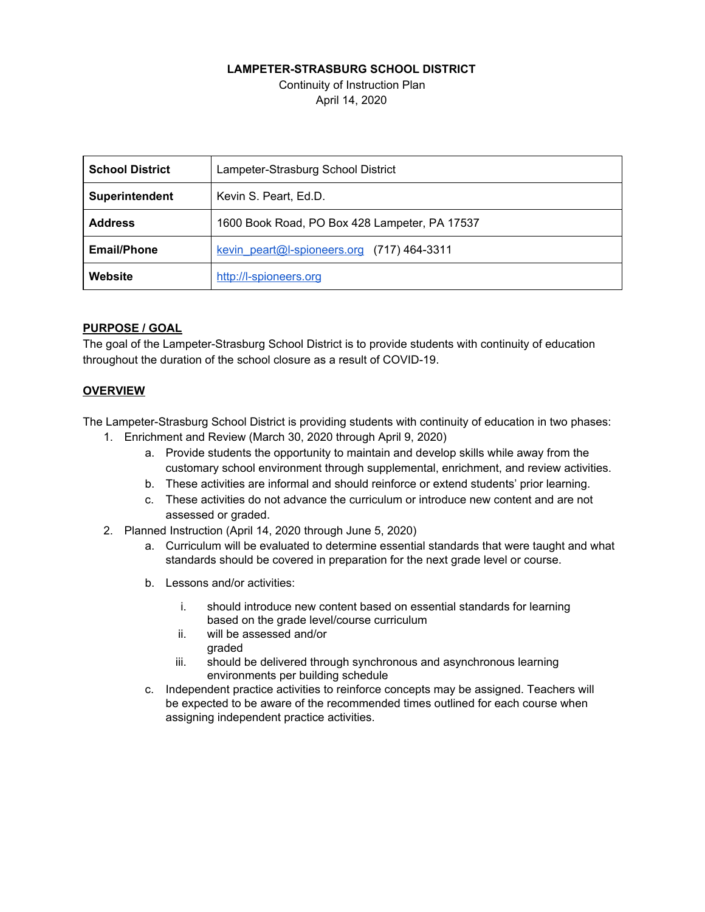**LAMPETER-STRASBURG SCHOOL DISTRICT**

Continuity of Instruction Plan

April 14, 2020

| | |
|---|---|
| **School District** | Lampeter-Strasburg School District |
| **Superintendent** | Kevin S. Peart, Ed.D. |
| **Address** | 1600 Book Road, PO Box 428 Lampeter, PA 17537 |
| **Email/Phone** | [kevin_peart@l-spioneers.org](mailto:kevin_peart@l-spioneers.org) (717) 464-3311 |
| **Website** | [http://l-spioneers.org](http://l-spioneers.org) |

## PURPOSE / GOAL

The goal of the Lampeter-Strasburg School District is to provide students with continuity of education throughout the duration of the school closure as a result of COVID-19.

## OVERVIEW

The Lampeter-Strasburg School District is providing students with continuity of education in two phases:

1. Enrichment and Review (March 30, 2020 through April 9, 2020)
   a. Provide students the opportunity to maintain and develop skills while away from the customary school environment through supplemental, enrichment, and review activities.
   b. These activities are informal and should reinforce or extend students' prior learning.
   c. These activities do not advance the curriculum or introduce new content and are not assessed or graded.
2. Planned Instruction (April 14, 2020 through June 5, 2020)
   a. Curriculum will be evaluated to determine essential standards that were taught and what standards should be covered in preparation for the next grade level or course.
   b. Lessons and/or activities:
      i. should introduce new content based on essential standards for learning based on the grade level/course curriculum
      ii. will be assessed and/or graded
      iii. should be delivered through synchronous and asynchronous learning environments per building schedule
   c. Independent practice activities to reinforce concepts may be assigned. Teachers will be expected to be aware of the recommended times outlined for each course when assigning independent practice activities.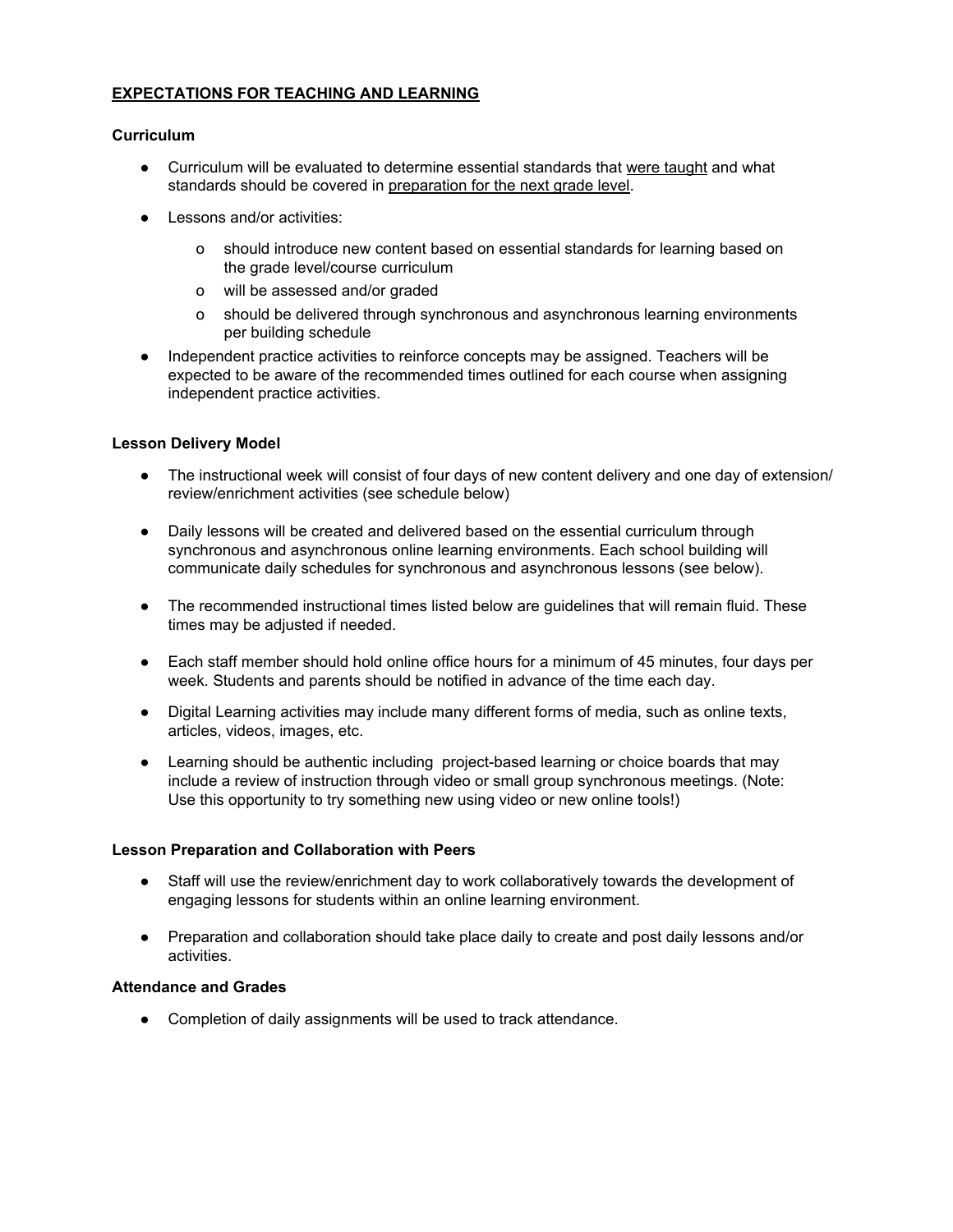## EXPECTATIONS FOR TEACHING AND LEARNING

### Curriculum

- Curriculum will be evaluated to determine essential standards that were taught and what standards should be covered in preparation for the next grade level.
- Lessons and/or activities:
  - should introduce new content based on essential standards for learning based on the grade level/course curriculum
  - will be assessed and/or graded
  - should be delivered through synchronous and asynchronous learning environments per building schedule
- Independent practice activities to reinforce concepts may be assigned. Teachers will be expected to be aware of the recommended times outlined for each course when assigning independent practice activities.

### Lesson Delivery Model

- The instructional week will consist of four days of new content delivery and one day of extension/ review/enrichment activities (see schedule below)
- Daily lessons will be created and delivered based on the essential curriculum through synchronous and asynchronous online learning environments. Each school building will communicate daily schedules for synchronous and asynchronous lessons (see below).
- The recommended instructional times listed below are guidelines that will remain fluid. These times may be adjusted if needed.
- Each staff member should hold online office hours for a minimum of 45 minutes, four days per week. Students and parents should be notified in advance of the time each day.
- Digital Learning activities may include many different forms of media, such as online texts, articles, videos, images, etc.
- Learning should be authentic including project-based learning or choice boards that may include a review of instruction through video or small group synchronous meetings. (Note: Use this opportunity to try something new using video or new online tools!)

### Lesson Preparation and Collaboration with Peers

- Staff will use the review/enrichment day to work collaboratively towards the development of engaging lessons for students within an online learning environment.
- Preparation and collaboration should take place daily to create and post daily lessons and/or activities.

### Attendance and Grades

- Completion of daily assignments will be used to track attendance.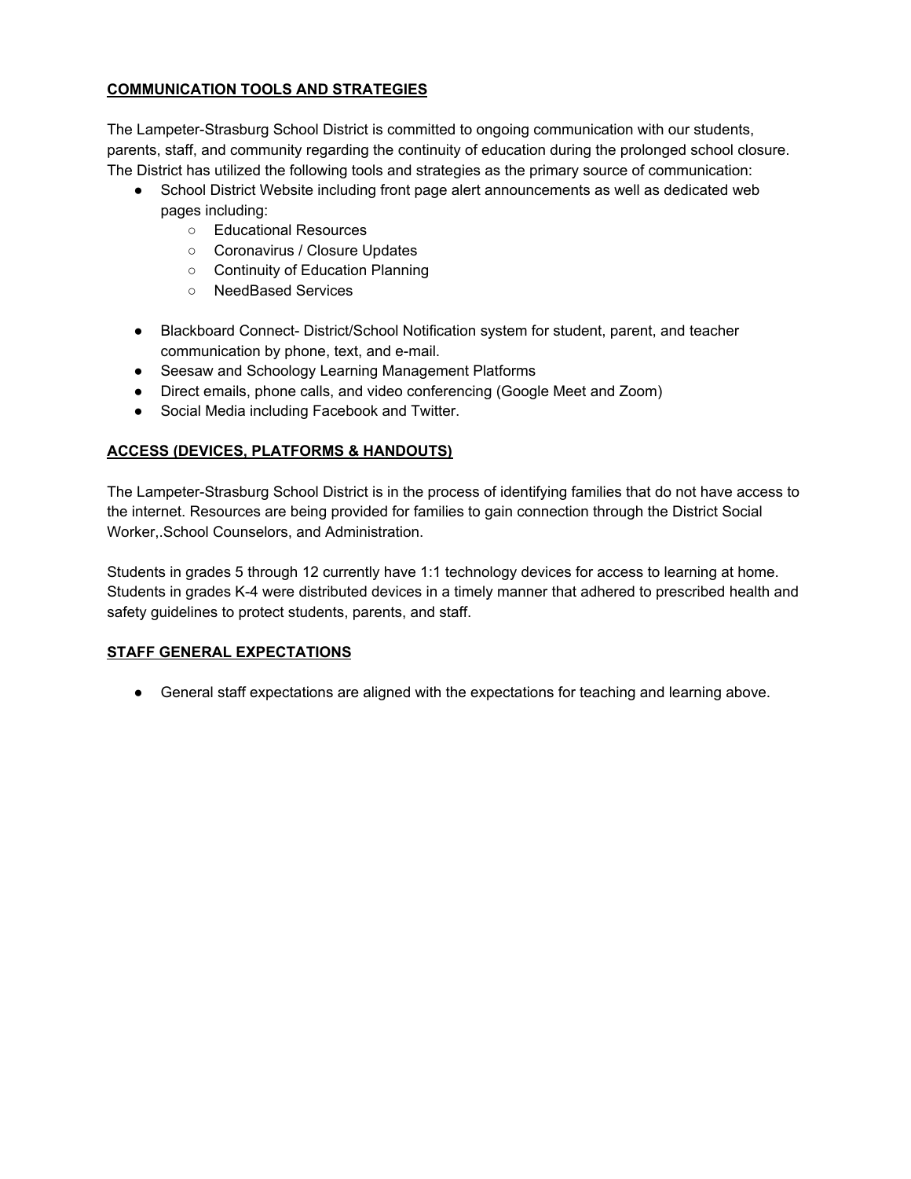## COMMUNICATION TOOLS AND STRATEGIES

The Lampeter-Strasburg School District is committed to ongoing communication with our students, parents, staff, and community regarding the continuity of education during the prolonged school closure. The District has utilized the following tools and strategies as the primary source of communication:

- School District Website including front page alert announcements as well as dedicated web pages including:
  - Educational Resources
  - Coronavirus / Closure Updates
  - Continuity of Education Planning
  - NeedBased Services
- Blackboard Connect- District/School Notification system for student, parent, and teacher communication by phone, text, and e-mail.
- Seesaw and Schoology Learning Management Platforms
- Direct emails, phone calls, and video conferencing (Google Meet and Zoom)
- Social Media including Facebook and Twitter.

## ACCESS (DEVICES, PLATFORMS & HANDOUTS)

The Lampeter-Strasburg School District is in the process of identifying families that do not have access to the internet. Resources are being provided for families to gain connection through the District Social Worker,.School Counselors, and Administration.

Students in grades 5 through 12 currently have 1:1 technology devices for access to learning at home. Students in grades K-4 were distributed devices in a timely manner that adhered to prescribed health and safety guidelines to protect students, parents, and staff.

## STAFF GENERAL EXPECTATIONS

- General staff expectations are aligned with the expectations for teaching and learning above.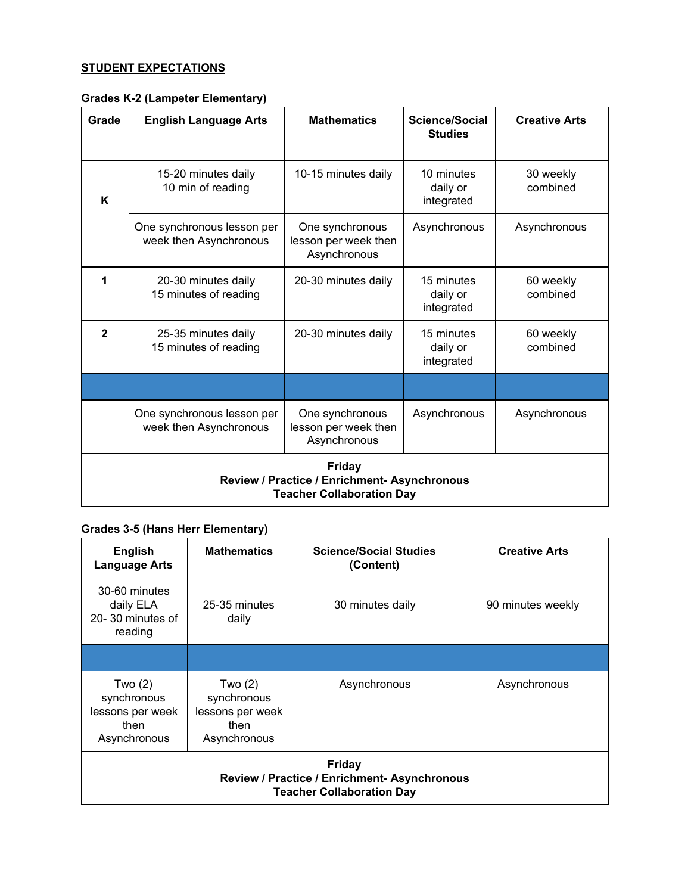**STUDENT EXPECTATIONS**

**Grades K-2 (Lampeter Elementary)**

| Grade | English Language Arts | Mathematics | Science/Social Studies | Creative Arts |
|---|---|---|---|---|
| K | 15-20 minutes daily<br>10 min of reading | 10-15 minutes daily | 10 minutes daily or integrated | 30 weekly combined |
| | One synchronous lesson per week then Asynchronous | One synchronous lesson per week then Asynchronous | Asynchronous | Asynchronous |
| 1 | 20-30 minutes daily<br>15 minutes of reading | 20-30 minutes daily | 15 minutes daily or integrated | 60 weekly combined |
| 2 | 25-35 minutes daily<br>15 minutes of reading | 20-30 minutes daily | 15 minutes daily or integrated | 60 weekly combined |
| | | | | |
| | One synchronous lesson per week then Asynchronous | One synchronous lesson per week then Asynchronous | Asynchronous | Asynchronous |
| **Friday<br>Review / Practice / Enrichment- Asynchronous<br>Teacher Collaboration Day** | | | | |

**Grades 3-5 (Hans Herr Elementary)**

| English Language Arts | Mathematics | Science/Social Studies (Content) | Creative Arts |
|---|---|---|---|
| 30-60 minutes daily ELA<br>20- 30 minutes of reading | 25-35 minutes daily | 30 minutes daily | 90 minutes weekly |
| | | | |
| Two (2) synchronous lessons per week then Asynchronous | Two (2) synchronous lessons per week then Asynchronous | Asynchronous | Asynchronous |
| **Friday<br>Review / Practice / Enrichment- Asynchronous<br>Teacher Collaboration Day** | | | |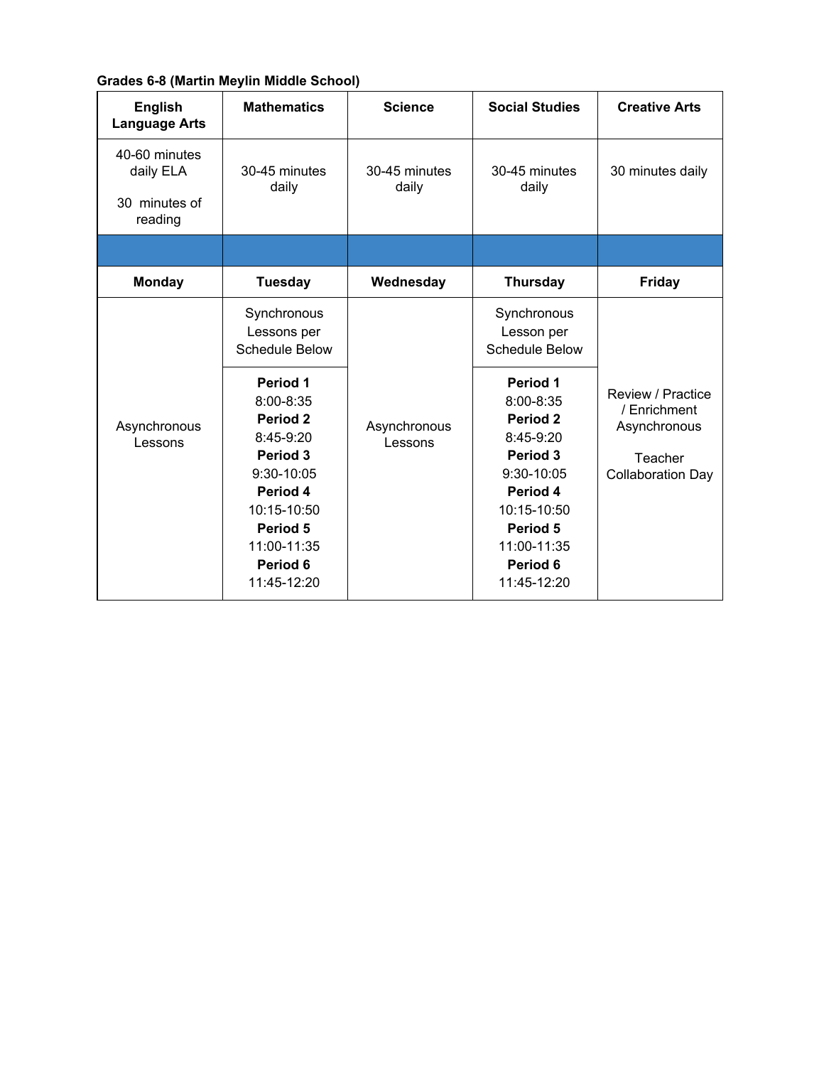**Grades 6-8 (Martin Meylin Middle School)**

| English Language Arts | Mathematics | Science | Social Studies | Creative Arts |
|---|---|---|---|---|
| 40-60 minutes daily ELA<br><br>30 minutes of reading | 30-45 minutes daily | 30-45 minutes daily | 30-45 minutes daily | 30 minutes daily |
| | | | | |
| **Monday** | **Tuesday** | **Wednesday** | **Thursday** | **Friday** |
| Asynchronous Lessons | Synchronous Lessons per Schedule Below<br><br>**Period 1** 8:00-8:35<br>**Period 2** 8:45-9:20<br>**Period 3** 9:30-10:05<br>**Period 4** 10:15-10:50<br>**Period 5** 11:00-11:35<br>**Period 6** 11:45-12:20 | Asynchronous Lessons | Synchronous Lesson per Schedule Below<br><br>**Period 1** 8:00-8:35<br>**Period 2** 8:45-9:20<br>**Period 3** 9:30-10:05<br>**Period 4** 10:15-10:50<br>**Period 5** 11:00-11:35<br>**Period 6** 11:45-12:20 | Review / Practice / Enrichment Asynchronous<br><br>Teacher Collaboration Day |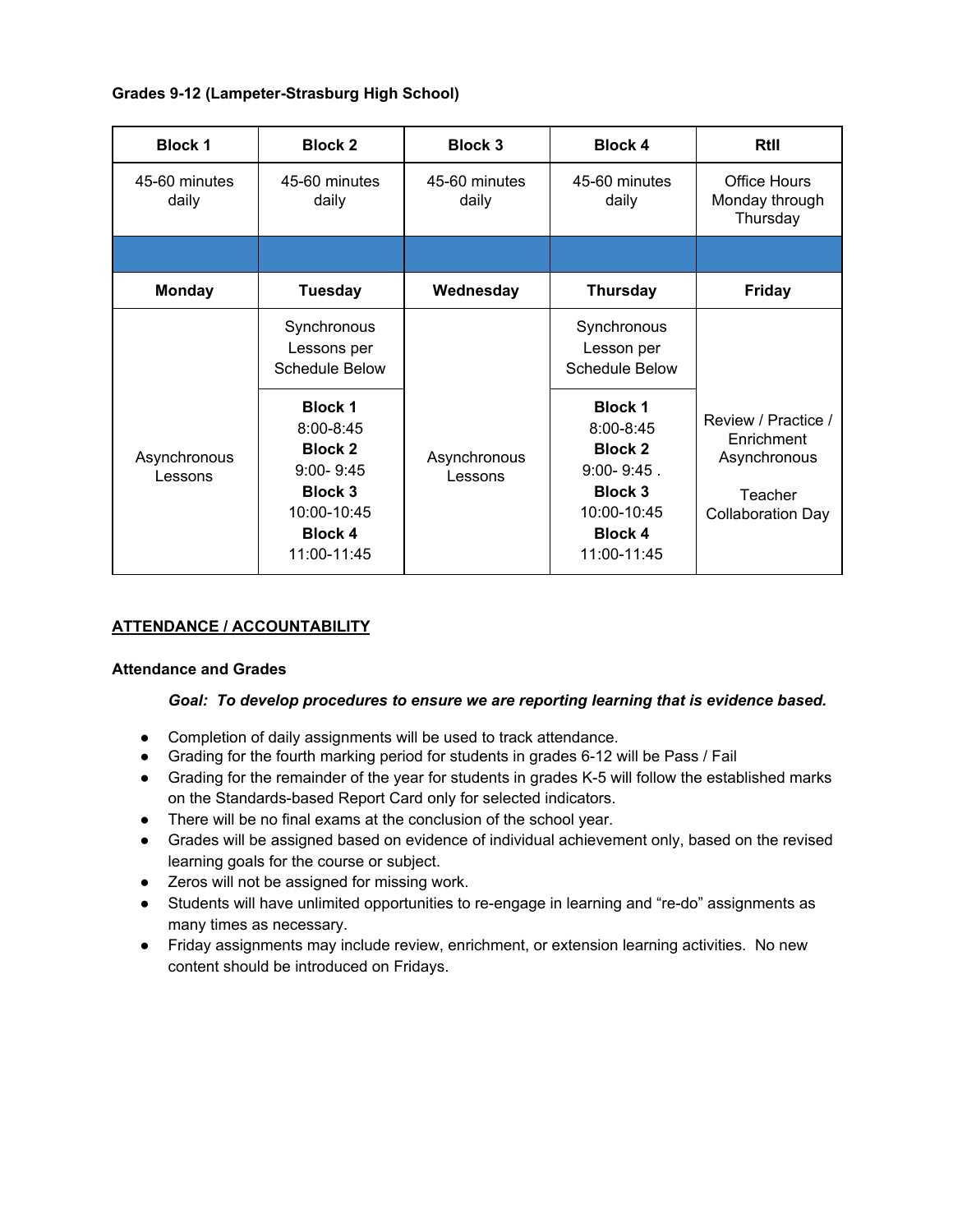**Grades 9-12 (Lampeter-Strasburg High School)**

| Block 1 | Block 2 | Block 3 | Block 4 | RtII |
|---|---|---|---|---|
| 45-60 minutes daily | 45-60 minutes daily | 45-60 minutes daily | 45-60 minutes daily | Office Hours Monday through Thursday |
| | | | | |
| **Monday** | **Tuesday** | **Wednesday** | **Thursday** | **Friday** |
| Asynchronous Lessons | Synchronous Lessons per Schedule Below<br><br>**Block 1** 8:00-8:45<br>**Block 2** 9:00- 9:45<br>**Block 3** 10:00-10:45<br>**Block 4** 11:00-11:45 | Asynchronous Lessons | Synchronous Lesson per Schedule Below<br><br>**Block 1** 8:00-8:45<br>**Block 2** 9:00- 9:45 .<br>**Block 3** 10:00-10:45<br>**Block 4** 11:00-11:45 | Review / Practice / Enrichment Asynchronous<br><br>Teacher Collaboration Day |

## ATTENDANCE / ACCOUNTABILITY

### Attendance and Grades

***Goal: To develop procedures to ensure we are reporting learning that is evidence based.***

- Completion of daily assignments will be used to track attendance.
- Grading for the fourth marking period for students in grades 6-12 will be Pass / Fail
- Grading for the remainder of the year for students in grades K-5 will follow the established marks on the Standards-based Report Card only for selected indicators.
- There will be no final exams at the conclusion of the school year.
- Grades will be assigned based on evidence of individual achievement only, based on the revised learning goals for the course or subject.
- Zeros will not be assigned for missing work.
- Students will have unlimited opportunities to re-engage in learning and "re-do" assignments as many times as necessary.
- Friday assignments may include review, enrichment, or extension learning activities. No new content should be introduced on Fridays.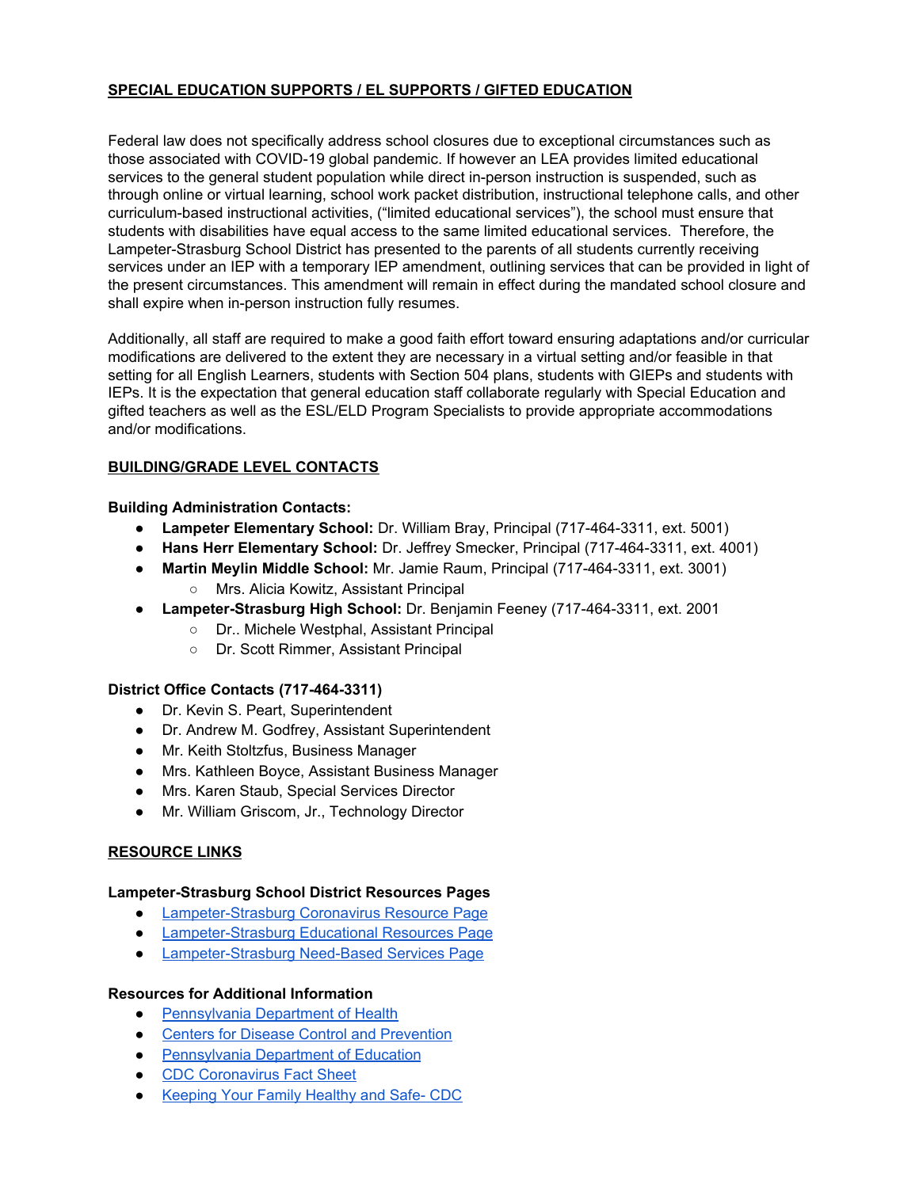## SPECIAL EDUCATION SUPPORTS / EL SUPPORTS / GIFTED EDUCATION

Federal law does not specifically address school closures due to exceptional circumstances such as those associated with COVID-19 global pandemic. If however an LEA provides limited educational services to the general student population while direct in-person instruction is suspended, such as through online or virtual learning, school work packet distribution, instructional telephone calls, and other curriculum-based instructional activities, ("limited educational services"), the school must ensure that students with disabilities have equal access to the same limited educational services. Therefore, the Lampeter-Strasburg School District has presented to the parents of all students currently receiving services under an IEP with a temporary IEP amendment, outlining services that can be provided in light of the present circumstances. This amendment will remain in effect during the mandated school closure and shall expire when in-person instruction fully resumes.

Additionally, all staff are required to make a good faith effort toward ensuring adaptations and/or curricular modifications are delivered to the extent they are necessary in a virtual setting and/or feasible in that setting for all English Learners, students with Section 504 plans, students with GIEPs and students with IEPs. It is the expectation that general education staff collaborate regularly with Special Education and gifted teachers as well as the ESL/ELD Program Specialists to provide appropriate accommodations and/or modifications.

## BUILDING/GRADE LEVEL CONTACTS

**Building Administration Contacts:**

- **Lampeter Elementary School:** Dr. William Bray, Principal (717-464-3311, ext. 5001)
- **Hans Herr Elementary School:** Dr. Jeffrey Smecker, Principal (717-464-3311, ext. 4001)
- **Martin Meylin Middle School:** Mr. Jamie Raum, Principal (717-464-3311, ext. 3001)
    - Mrs. Alicia Kowitz, Assistant Principal
- **Lampeter-Strasburg High School:** Dr. Benjamin Feeney (717-464-3311, ext. 2001
    - Dr.. Michele Westphal, Assistant Principal
    - Dr. Scott Rimmer, Assistant Principal

**District Office Contacts (717-464-3311)**

- Dr. Kevin S. Peart, Superintendent
- Dr. Andrew M. Godfrey, Assistant Superintendent
- Mr. Keith Stoltzfus, Business Manager
- Mrs. Kathleen Boyce, Assistant Business Manager
- Mrs. Karen Staub, Special Services Director
- Mr. William Griscom, Jr., Technology Director

## RESOURCE LINKS

**Lampeter-Strasburg School District Resources Pages**

- Lampeter-Strasburg Coronavirus Resource Page
- Lampeter-Strasburg Educational Resources Page
- Lampeter-Strasburg Need-Based Services Page

**Resources for Additional Information**

- Pennsylvania Department of Health
- Centers for Disease Control and Prevention
- Pennsylvania Department of Education
- CDC Coronavirus Fact Sheet
- Keeping Your Family Healthy and Safe- CDC